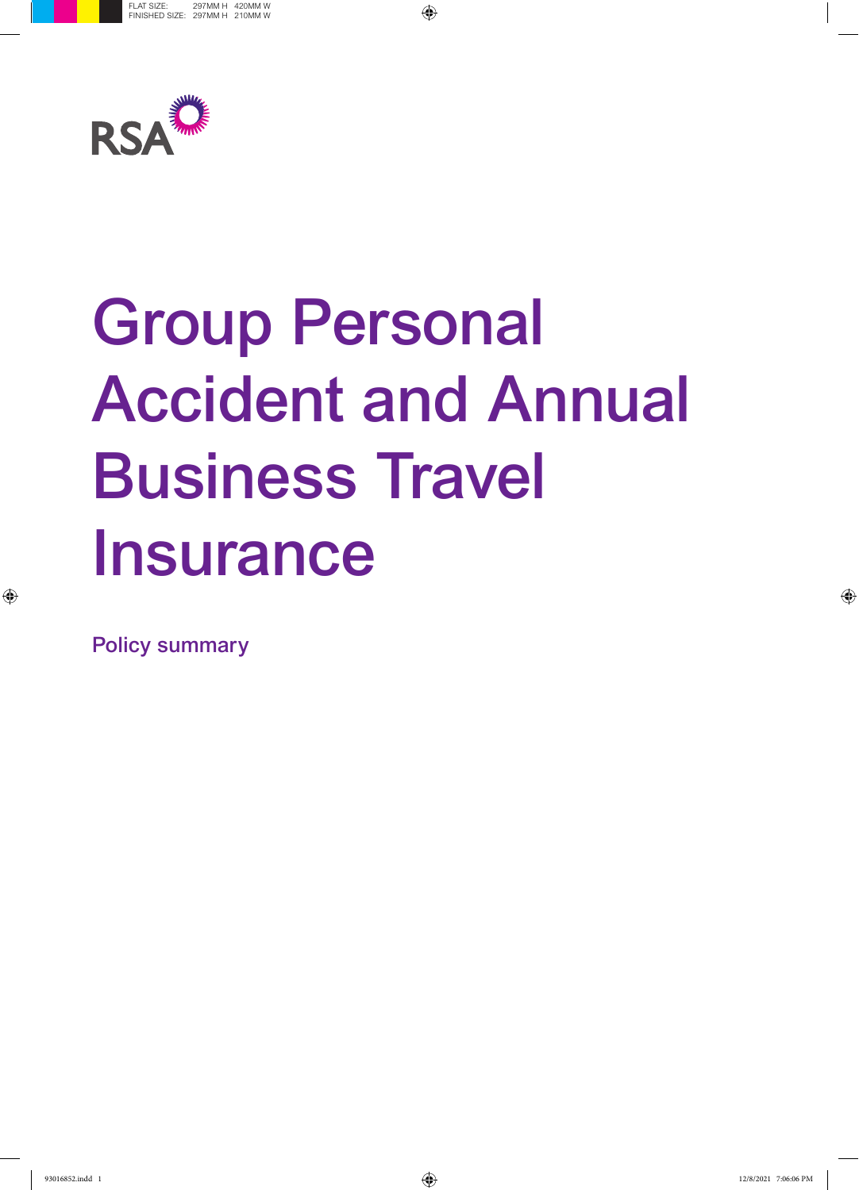RSA

# Group Personal Accident and Annual Business Travel Insurance

Policy summary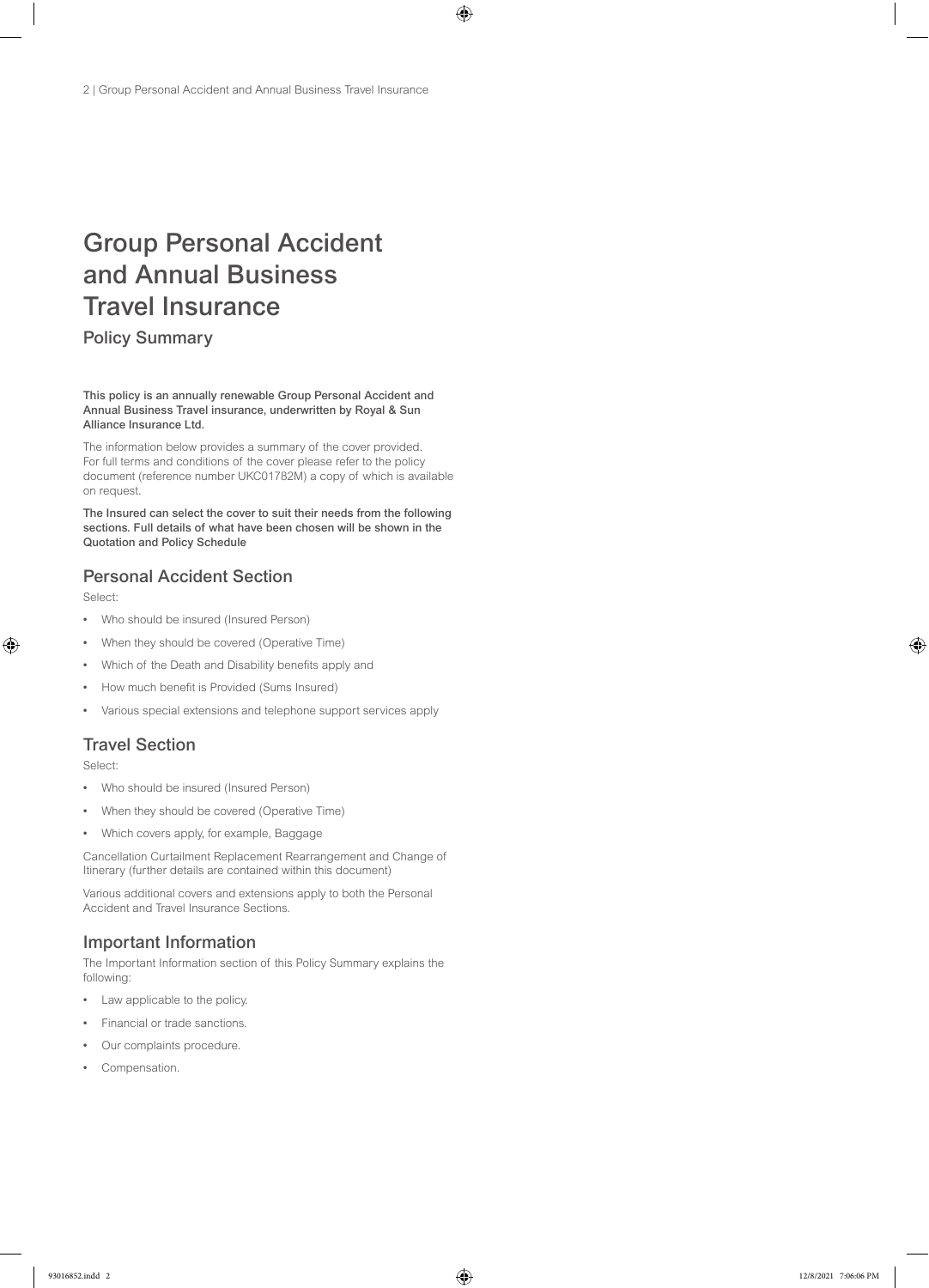# Group Personal Accident and Annual Business Travel Insurance

## Policy Summary

**This policy is an annually renewable Group Personal Accident and Annual Business Travel insurance, underwritten by Royal & Sun Alliance Insurance Ltd.**

The information below provides a summary of the cover provided. For full terms and conditions of the cover please refer to the policy document (reference number UKC01782M) a copy of which is available on request.

**The Insured can select the cover to suit their needs from the following sections. Full details of what have been chosen will be shown in the Quotation and Policy Schedule**

## Personal Accident Section

Select:

- Who should be insured (Insured Person)
- When they should be covered (Operative Time)
- Which of the Death and Disability benefits apply and
- How much benefit is Provided (Sums Insured)
- Various special extensions and telephone support services apply

## Travel Section

Select:

- Who should be insured (Insured Person)
- When they should be covered (Operative Time)
- Which covers apply, for example, Baggage

Cancellation Curtailment Replacement Rearrangement and Change of Itinerary (further details are contained within this document)

Various additional covers and extensions apply to both the Personal Accident and Travel Insurance Sections.

## Important Information

The Important Information section of this Policy Summary explains the following:

- Law applicable to the policy.
- Financial or trade sanctions.
- Our complaints procedure.
- Compensation.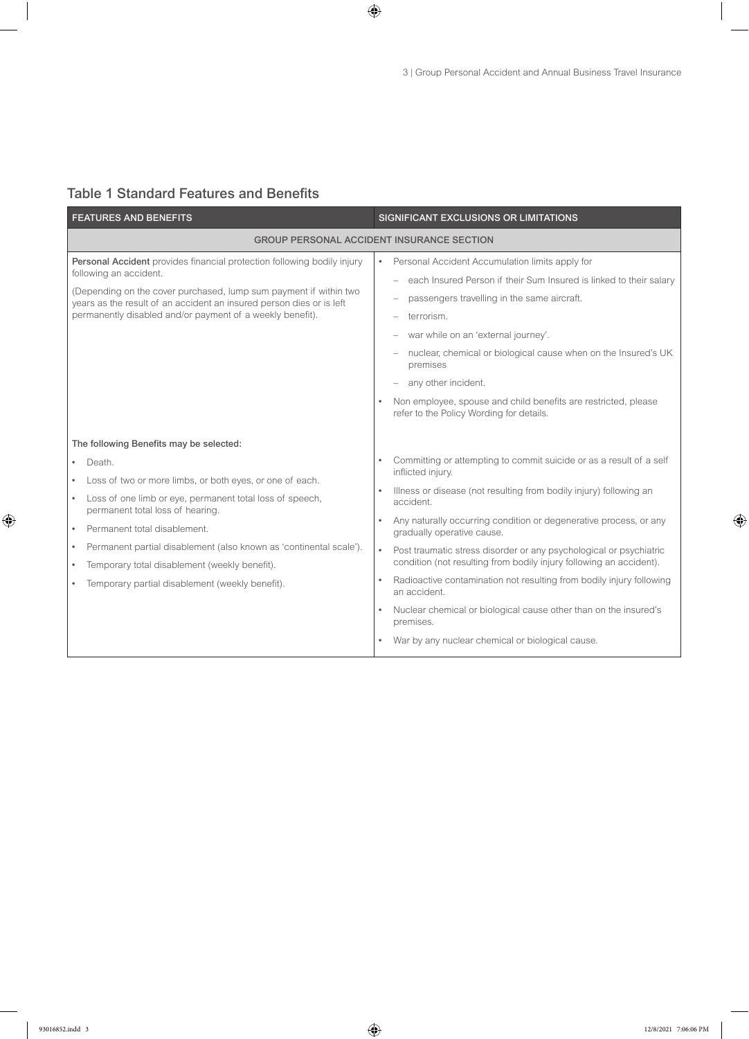## Table 1 Standard Features and Benefits

| FEATURES AND BENEFITS | SIGNIFICANT EXCLUSIONS OR LIMITATIONS |
|---|---|
| **GROUP PERSONAL ACCIDENT INSURANCE SECTION** | |
| **Personal Accident** provides financial protection following bodily injury following an accident.<br><br>(Depending on the cover purchased, lump sum payment if within two years as the result of an accident an insured person dies or is left permanently disabled and/or payment of a weekly benefit). | • Personal Accident Accumulation limits apply for<br>– each Insured Person if their Sum Insured is linked to their salary<br>– passengers travelling in the same aircraft.<br>– terrorism.<br>– war while on an 'external journey'.<br>– nuclear, chemical or biological cause when on the Insured's UK premises<br>– any other incident.<br>• Non employee, spouse and child benefits are restricted, please refer to the Policy Wording for details. |
| **The following Benefits may be selected:**<br>• Death.<br>• Loss of two or more limbs, or both eyes, or one of each.<br>• Loss of one limb or eye, permanent total loss of speech, permanent total loss of hearing.<br>• Permanent total disablement.<br>• Permanent partial disablement (also known as 'continental scale').<br>• Temporary total disablement (weekly benefit).<br>• Temporary partial disablement (weekly benefit). | • Committing or attempting to commit suicide or as a result of a self inflicted injury.<br>• Illness or disease (not resulting from bodily injury) following an accident.<br>• Any naturally occurring condition or degenerative process, or any gradually operative cause.<br>• Post traumatic stress disorder or any psychological or psychiatric condition (not resulting from bodily injury following an accident).<br>• Radioactive contamination not resulting from bodily injury following an accident.<br>• Nuclear chemical or biological cause other than on the insured's premises.<br>• War by any nuclear chemical or biological cause. |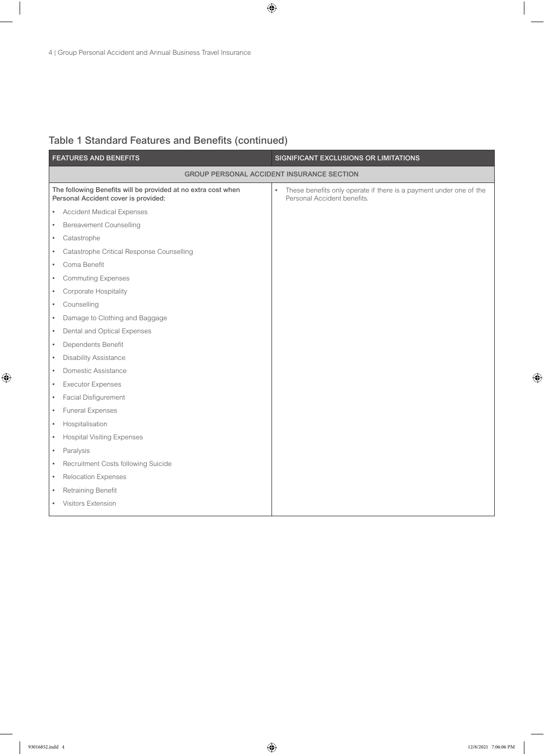## Table 1 Standard Features and Benefits (continued)

| FEATURES AND BENEFITS | SIGNIFICANT EXCLUSIONS OR LIMITATIONS |
|---|---|
| GROUP PERSONAL ACCIDENT INSURANCE SECTION | |
| **The following Benefits will be provided at no extra cost when Personal Accident cover is provided:**<br>• Accident Medical Expenses<br>• Bereavement Counselling<br>• Catastrophe<br>• Catastrophe Critical Response Counselling<br>• Coma Benefit<br>• Commuting Expenses<br>• Corporate Hospitality<br>• Counselling<br>• Damage to Clothing and Baggage<br>• Dental and Optical Expenses<br>• Dependents Benefit<br>• Disability Assistance<br>• Domestic Assistance<br>• Executor Expenses<br>• Facial Disfigurement<br>• Funeral Expenses<br>• Hospitalisation<br>• Hospital Visiting Expenses<br>• Paralysis<br>• Recruitment Costs following Suicide<br>• Relocation Expenses<br>• Retraining Benefit<br>• Visitors Extension | • These benefits only operate if there is a payment under one of the Personal Accident benefits. |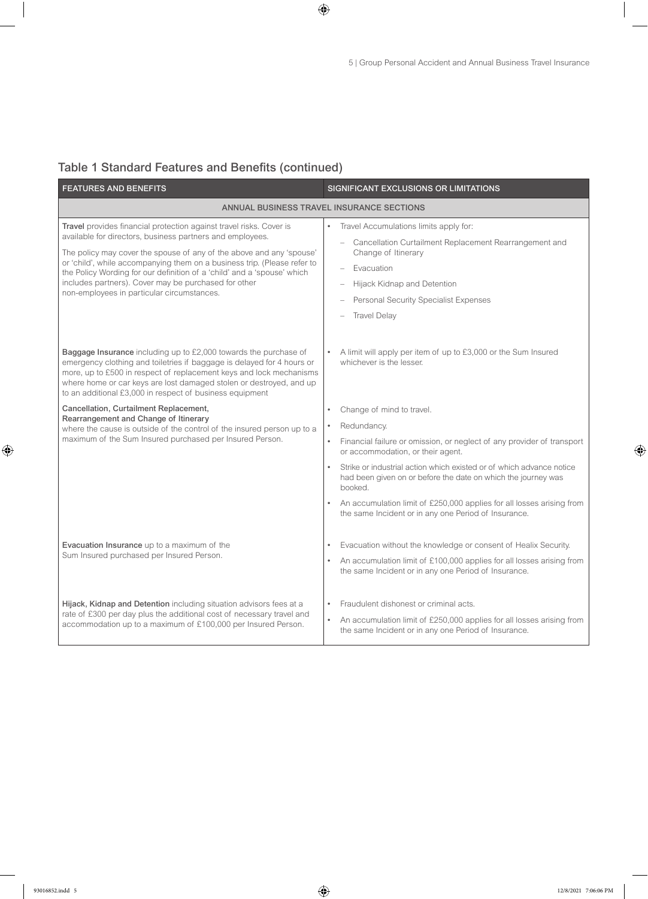## Table 1 Standard Features and Benefits (continued)

| FEATURES AND BENEFITS | SIGNIFICANT EXCLUSIONS OR LIMITATIONS |
|---|---|
| **ANNUAL BUSINESS TRAVEL INSURANCE SECTIONS** | |
| **Travel** provides financial protection against travel risks. Cover is available for directors, business partners and employees.<br><br>The policy may cover the spouse of any of the above and any 'spouse' or 'child', while accompanying them on a business trip. (Please refer to the Policy Wording for our definition of a 'child' and a 'spouse' which includes partners). Cover may be purchased for other non-employees in particular circumstances. | • Travel Accumulations limits apply for:<br>– Cancellation Curtailment Replacement Rearrangement and Change of Itinerary<br>– Evacuation<br>– Hijack Kidnap and Detention<br>– Personal Security Specialist Expenses<br>– Travel Delay |
| **Baggage Insurance** including up to £2,000 towards the purchase of emergency clothing and toiletries if baggage is delayed for 4 hours or more, up to £500 in respect of replacement keys and lock mechanisms where home or car keys are lost damaged stolen or destroyed, and up to an additional £3,000 in respect of business equipment | • A limit will apply per item of up to £3,000 or the Sum Insured whichever is the lesser. |
| **Cancellation, Curtailment Replacement, Rearrangement and Change of Itinerary** where the cause is outside of the control of the insured person up to a maximum of the Sum Insured purchased per Insured Person. | • Change of mind to travel.<br>• Redundancy.<br>• Financial failure or omission, or neglect of any provider of transport or accommodation, or their agent.<br>• Strike or industrial action which existed or of which advance notice had been given on or before the date on which the journey was booked.<br>• An accumulation limit of £250,000 applies for all losses arising from the same Incident or in any one Period of Insurance. |
| **Evacuation Insurance** up to a maximum of the Sum Insured purchased per Insured Person. | • Evacuation without the knowledge or consent of Healix Security.<br>• An accumulation limit of £100,000 applies for all losses arising from the same Incident or in any one Period of Insurance. |
| **Hijack, Kidnap and Detention** including situation advisors fees at a rate of £300 per day plus the additional cost of necessary travel and accommodation up to a maximum of £100,000 per Insured Person. | • Fraudulent dishonest or criminal acts.<br>• An accumulation limit of £250,000 applies for all losses arising from the same Incident or in any one Period of Insurance. |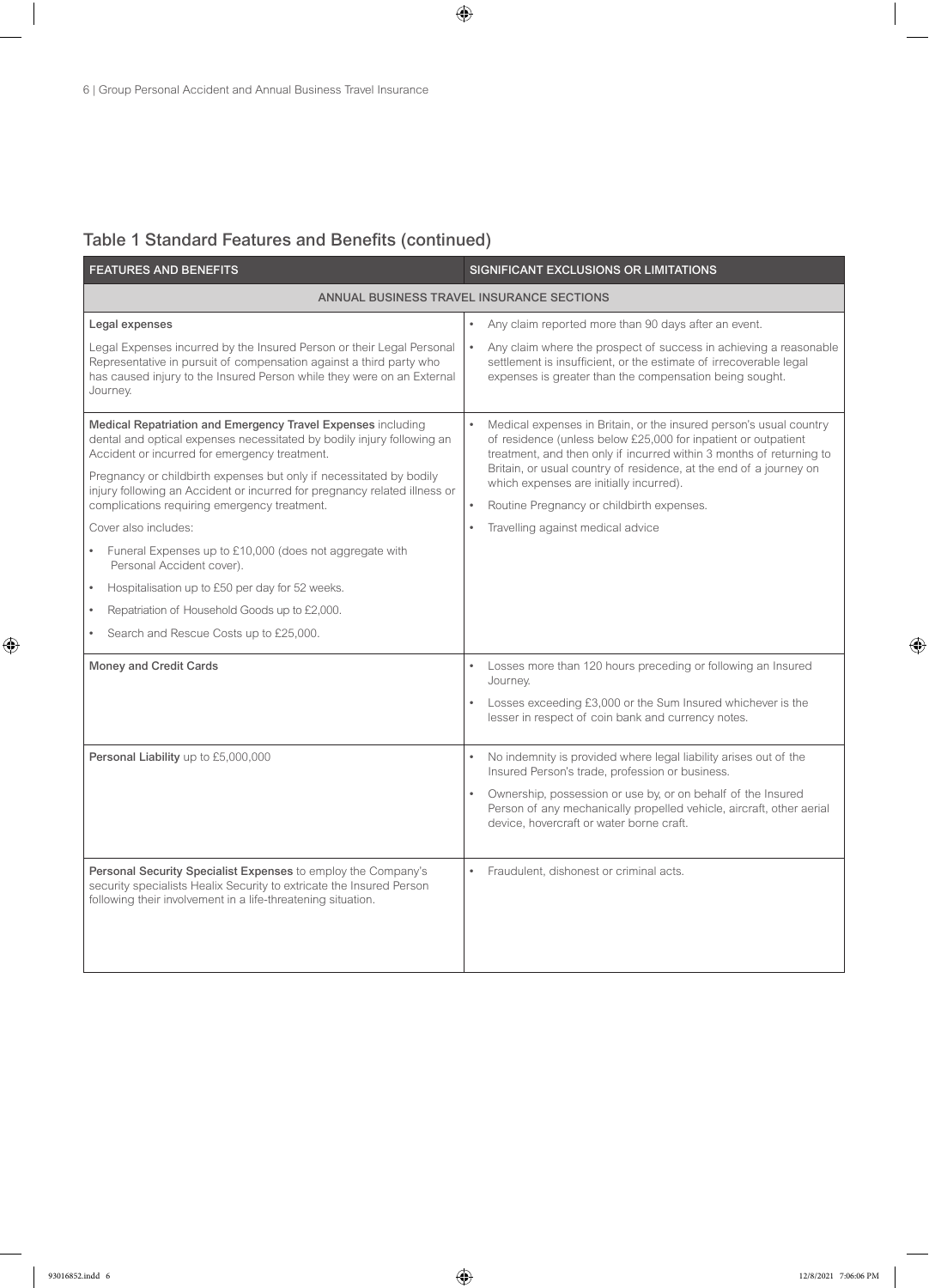## Table 1 Standard Features and Benefits (continued)

| FEATURES AND BENEFITS | SIGNIFICANT EXCLUSIONS OR LIMITATIONS |
|---|---|
| ANNUAL BUSINESS TRAVEL INSURANCE SECTIONS | |
| **Legal expenses**<br><br>Legal Expenses incurred by the Insured Person or their Legal Personal Representative in pursuit of compensation against a third party who has caused injury to the Insured Person while they were on an External Journey. | • Any claim reported more than 90 days after an event.<br>• Any claim where the prospect of success in achieving a reasonable settlement is insufficient, or the estimate of irrecoverable legal expenses is greater than the compensation being sought. |
| **Medical Repatriation and Emergency Travel Expenses** including dental and optical expenses necessitated by bodily injury following an Accident or incurred for emergency treatment.<br><br>Pregnancy or childbirth expenses but only if necessitated by bodily injury following an Accident or incurred for pregnancy related illness or complications requiring emergency treatment.<br><br>Cover also includes:<br>• Funeral Expenses up to £10,000 (does not aggregate with Personal Accident cover).<br>• Hospitalisation up to £50 per day for 52 weeks.<br>• Repatriation of Household Goods up to £2,000.<br>• Search and Rescue Costs up to £25,000. | • Medical expenses in Britain, or the insured person's usual country of residence (unless below £25,000 for inpatient or outpatient treatment, and then only if incurred within 3 months of returning to Britain, or usual country of residence, at the end of a journey on which expenses are initially incurred).<br>• Routine Pregnancy or childbirth expenses.<br>• Travelling against medical advice |
| **Money and Credit Cards** | • Losses more than 120 hours preceding or following an Insured Journey.<br>• Losses exceeding £3,000 or the Sum Insured whichever is the lesser in respect of coin bank and currency notes. |
| **Personal Liability** up to £5,000,000 | • No indemnity is provided where legal liability arises out of the Insured Person's trade, profession or business.<br>• Ownership, possession or use by, or on behalf of the Insured Person of any mechanically propelled vehicle, aircraft, other aerial device, hovercraft or water borne craft. |
| **Personal Security Specialist Expenses** to employ the Company's security specialists Healix Security to extricate the Insured Person following their involvement in a life-threatening situation. | • Fraudulent, dishonest or criminal acts. |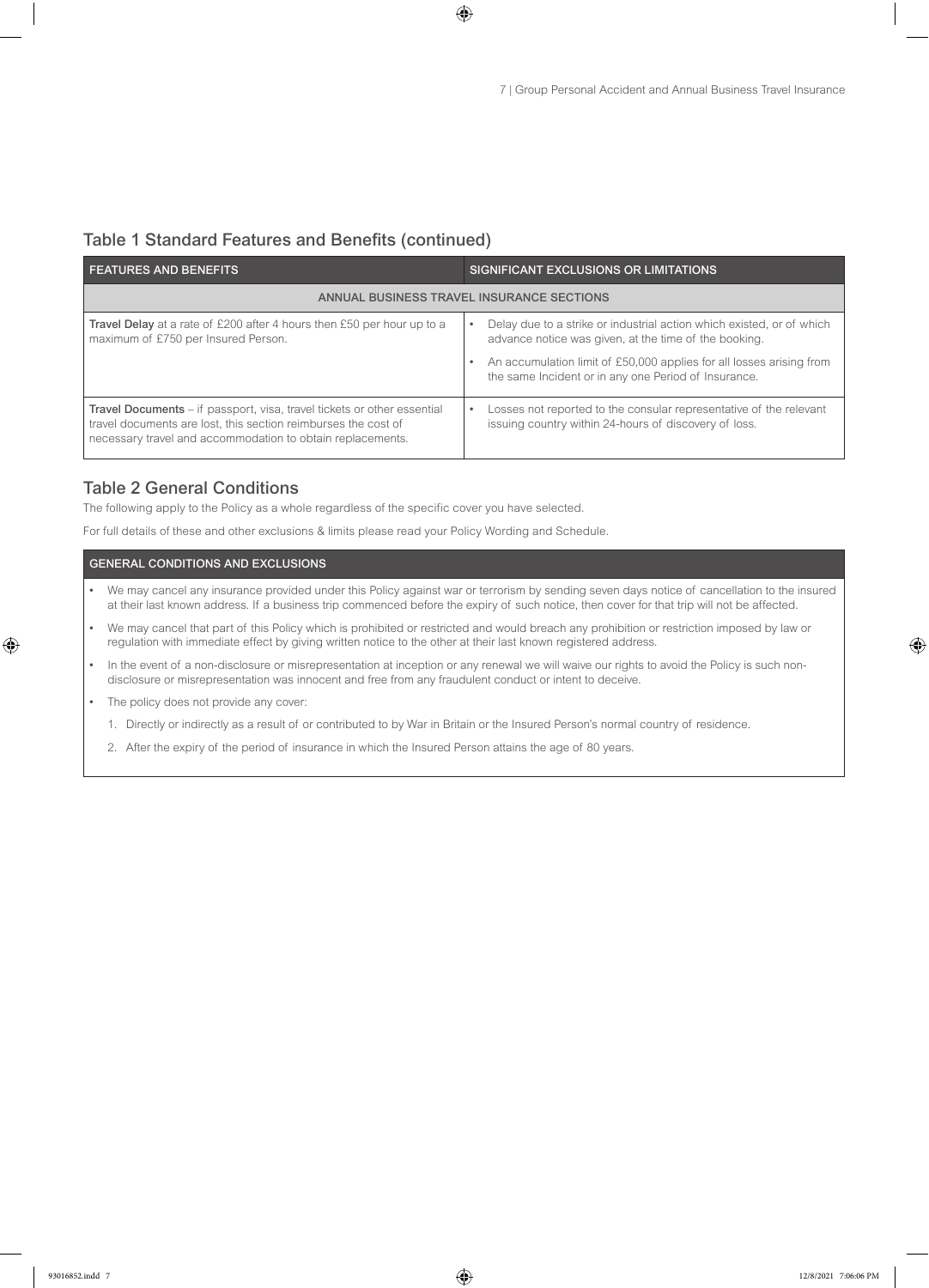## Table 1 Standard Features and Benefits (continued)

| FEATURES AND BENEFITS | SIGNIFICANT EXCLUSIONS OR LIMITATIONS |
|---|---|
| ANNUAL BUSINESS TRAVEL INSURANCE SECTIONS | |
| **Travel Delay** at a rate of £200 after 4 hours then £50 per hour up to a maximum of £750 per Insured Person. | • Delay due to a strike or industrial action which existed, or of which advance notice was given, at the time of the booking.<br>• An accumulation limit of £50,000 applies for all losses arising from the same Incident or in any one Period of Insurance. |
| **Travel Documents** – if passport, visa, travel tickets or other essential travel documents are lost, this section reimburses the cost of necessary travel and accommodation to obtain replacements. | • Losses not reported to the consular representative of the relevant issuing country within 24-hours of discovery of loss. |

## Table 2 General Conditions

The following apply to the Policy as a whole regardless of the specific cover you have selected.

For full details of these and other exclusions & limits please read your Policy Wording and Schedule.

| GENERAL CONDITIONS AND EXCLUSIONS |
|---|
| • We may cancel any insurance provided under this Policy against war or terrorism by sending seven days notice of cancellation to the insured at their last known address. If a business trip commenced before the expiry of such notice, then cover for that trip will not be affected.<br>• We may cancel that part of this Policy which is prohibited or restricted and would breach any prohibition or restriction imposed by law or regulation with immediate effect by giving written notice to the other at their last known registered address.<br>• In the event of a non-disclosure or misrepresentation at inception or any renewal we will waive our rights to avoid the Policy is such non-disclosure or misrepresentation was innocent and free from any fraudulent conduct or intent to deceive.<br>• The policy does not provide any cover:<br>1. Directly or indirectly as a result of or contributed to by War in Britain or the Insured Person's normal country of residence.<br>2. After the expiry of the period of insurance in which the Insured Person attains the age of 80 years. |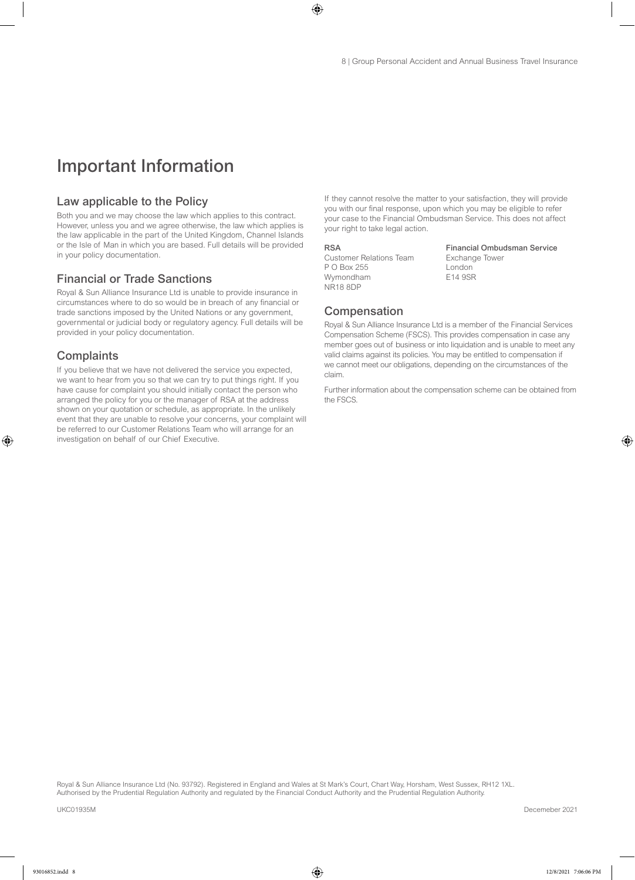# Important Information

## Law applicable to the Policy

Both you and we may choose the law which applies to this contract. However, unless you and we agree otherwise, the law which applies is the law applicable in the part of the United Kingdom, Channel Islands or the Isle of Man in which you are based. Full details will be provided in your policy documentation.

## Financial or Trade Sanctions

Royal & Sun Alliance Insurance Ltd is unable to provide insurance in circumstances where to do so would be in breach of any financial or trade sanctions imposed by the United Nations or any government, governmental or judicial body or regulatory agency. Full details will be provided in your policy documentation.

## Complaints

If you believe that we have not delivered the service you expected, we want to hear from you so that we can try to put things right. If you have cause for complaint you should initially contact the person who arranged the policy for you or the manager of RSA at the address shown on your quotation or schedule, as appropriate. In the unlikely event that they are unable to resolve your concerns, your complaint will be referred to our Customer Relations Team who will arrange for an investigation on behalf of our Chief Executive.

If they cannot resolve the matter to your satisfaction, they will provide you with our final response, upon which you may be eligible to refer your case to the Financial Ombudsman Service. This does not affect your right to take legal action.

**RSA**
Customer Relations Team
P O Box 255
Wymondham
NR18 8DP

**Financial Ombudsman Service**
Exchange Tower
London
E14 9SR

## Compensation

Royal & Sun Alliance Insurance Ltd is a member of the Financial Services Compensation Scheme (FSCS). This provides compensation in case any member goes out of business or into liquidation and is unable to meet any valid claims against its policies. You may be entitled to compensation if we cannot meet our obligations, depending on the circumstances of the claim.

Further information about the compensation scheme can be obtained from the FSCS.

Royal & Sun Alliance Insurance Ltd (No. 93792). Registered in England and Wales at St Mark's Court, Chart Way, Horsham, West Sussex, RH12 1XL. Authorised by the Prudential Regulation Authority and regulated by the Financial Conduct Authority and the Prudential Regulation Authority.

UKC01935M

Decemeber 2021